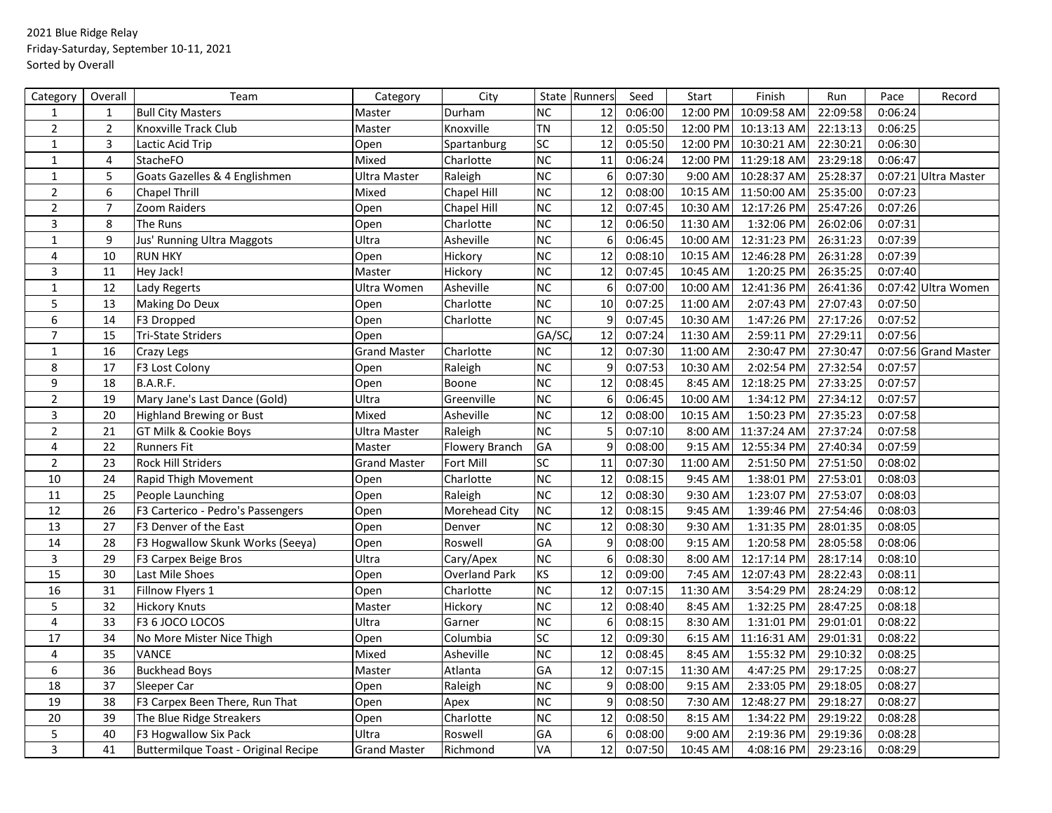2021 Blue Ridge Relay
Friday-Saturday, September 10-11, 2021
Sorted by Overall

| Category | Overall | Team | Category | City | State | Runners | Seed | Start | Finish | Run | Pace | Record |
|---|---|---|---|---|---|---|---|---|---|---|---|---|
| 1 | 1 | Bull City Masters | Master | Durham | NC | 12 | 0:06:00 | 12:00 PM | 10:09:58 AM | 22:09:58 | 0:06:24 | |
| 2 | 2 | Knoxville Track Club | Master | Knoxville | TN | 12 | 0:05:50 | 12:00 PM | 10:13:13 AM | 22:13:13 | 0:06:25 | |
| 1 | 3 | Lactic Acid Trip | Open | Spartanburg | SC | 12 | 0:05:50 | 12:00 PM | 10:30:21 AM | 22:30:21 | 0:06:30 | |
| 1 | 4 | StacheFO | Mixed | Charlotte | NC | 11 | 0:06:24 | 12:00 PM | 11:29:18 AM | 23:29:18 | 0:06:47 | |
| 1 | 5 | Goats Gazelles & 4 Englishmen | Ultra Master | Raleigh | NC | 6 | 0:07:30 | 9:00 AM | 10:28:37 AM | 25:28:37 | 0:07:21 | Ultra Master |
| 2 | 6 | Chapel Thrill | Mixed | Chapel Hill | NC | 12 | 0:08:00 | 10:15 AM | 11:50:00 AM | 25:35:00 | 0:07:23 | |
| 2 | 7 | Zoom Raiders | Open | Chapel Hill | NC | 12 | 0:07:45 | 10:30 AM | 12:17:26 PM | 25:47:26 | 0:07:26 | |
| 3 | 8 | The Runs | Open | Charlotte | NC | 12 | 0:06:50 | 11:30 AM | 1:32:06 PM | 26:02:06 | 0:07:31 | |
| 1 | 9 | Jus' Running Ultra Maggots | Ultra | Asheville | NC | 6 | 0:06:45 | 10:00 AM | 12:31:23 PM | 26:31:23 | 0:07:39 | |
| 4 | 10 | RUN HKY | Open | Hickory | NC | 12 | 0:08:10 | 10:15 AM | 12:46:28 PM | 26:31:28 | 0:07:39 | |
| 3 | 11 | Hey Jack! | Master | Hickory | NC | 12 | 0:07:45 | 10:45 AM | 1:20:25 PM | 26:35:25 | 0:07:40 | |
| 1 | 12 | Lady Regerts | Ultra Women | Asheville | NC | 6 | 0:07:00 | 10:00 AM | 12:41:36 PM | 26:41:36 | 0:07:42 | Ultra Women |
| 5 | 13 | Making Do Deux | Open | Charlotte | NC | 10 | 0:07:25 | 11:00 AM | 2:07:43 PM | 27:07:43 | 0:07:50 | |
| 6 | 14 | F3 Dropped | Open | Charlotte | NC | 9 | 0:07:45 | 10:30 AM | 1:47:26 PM | 27:17:26 | 0:07:52 | |
| 7 | 15 | Tri-State Striders | Open | | GA/SC/ | 12 | 0:07:24 | 11:30 AM | 2:59:11 PM | 27:29:11 | 0:07:56 | |
| 1 | 16 | Crazy Legs | Grand Master | Charlotte | NC | 12 | 0:07:30 | 11:00 AM | 2:30:47 PM | 27:30:47 | 0:07:56 | Grand Master |
| 8 | 17 | F3 Lost Colony | Open | Raleigh | NC | 9 | 0:07:53 | 10:30 AM | 2:02:54 PM | 27:32:54 | 0:07:57 | |
| 9 | 18 | B.A.R.F. | Open | Boone | NC | 12 | 0:08:45 | 8:45 AM | 12:18:25 PM | 27:33:25 | 0:07:57 | |
| 2 | 19 | Mary Jane's Last Dance (Gold) | Ultra | Greenville | NC | 6 | 0:06:45 | 10:00 AM | 1:34:12 PM | 27:34:12 | 0:07:57 | |
| 3 | 20 | Highland Brewing or Bust | Mixed | Asheville | NC | 12 | 0:08:00 | 10:15 AM | 1:50:23 PM | 27:35:23 | 0:07:58 | |
| 2 | 21 | GT Milk & Cookie Boys | Ultra Master | Raleigh | NC | 5 | 0:07:10 | 8:00 AM | 11:37:24 AM | 27:37:24 | 0:07:58 | |
| 4 | 22 | Runners Fit | Master | Flowery Branch | GA | 9 | 0:08:00 | 9:15 AM | 12:55:34 PM | 27:40:34 | 0:07:59 | |
| 2 | 23 | Rock Hill Striders | Grand Master | Fort Mill | SC | 11 | 0:07:30 | 11:00 AM | 2:51:50 PM | 27:51:50 | 0:08:02 | |
| 10 | 24 | Rapid Thigh Movement | Open | Charlotte | NC | 12 | 0:08:15 | 9:45 AM | 1:38:01 PM | 27:53:01 | 0:08:03 | |
| 11 | 25 | People Launching | Open | Raleigh | NC | 12 | 0:08:30 | 9:30 AM | 1:23:07 PM | 27:53:07 | 0:08:03 | |
| 12 | 26 | F3 Carterico - Pedro's Passengers | Open | Morehead City | NC | 12 | 0:08:15 | 9:45 AM | 1:39:46 PM | 27:54:46 | 0:08:03 | |
| 13 | 27 | F3 Denver of the East | Open | Denver | NC | 12 | 0:08:30 | 9:30 AM | 1:31:35 PM | 28:01:35 | 0:08:05 | |
| 14 | 28 | F3 Hogwallow Skunk Works (Seeya) | Open | Roswell | GA | 9 | 0:08:00 | 9:15 AM | 1:20:58 PM | 28:05:58 | 0:08:06 | |
| 3 | 29 | F3 Carpex Beige Bros | Ultra | Cary/Apex | NC | 6 | 0:08:30 | 8:00 AM | 12:17:14 PM | 28:17:14 | 0:08:10 | |
| 15 | 30 | Last Mile Shoes | Open | Overland Park | KS | 12 | 0:09:00 | 7:45 AM | 12:07:43 PM | 28:22:43 | 0:08:11 | |
| 16 | 31 | Fillnow Flyers 1 | Open | Charlotte | NC | 12 | 0:07:15 | 11:30 AM | 3:54:29 PM | 28:24:29 | 0:08:12 | |
| 5 | 32 | Hickory Knuts | Master | Hickory | NC | 12 | 0:08:40 | 8:45 AM | 1:32:25 PM | 28:47:25 | 0:08:18 | |
| 4 | 33 | F3 6 JOCO LOCOS | Ultra | Garner | NC | 6 | 0:08:15 | 8:30 AM | 1:31:01 PM | 29:01:01 | 0:08:22 | |
| 17 | 34 | No More Mister Nice Thigh | Open | Columbia | SC | 12 | 0:09:30 | 6:15 AM | 11:16:31 AM | 29:01:31 | 0:08:22 | |
| 4 | 35 | VANCE | Mixed | Asheville | NC | 12 | 0:08:45 | 8:45 AM | 1:55:32 PM | 29:10:32 | 0:08:25 | |
| 6 | 36 | Buckhead Boys | Master | Atlanta | GA | 12 | 0:07:15 | 11:30 AM | 4:47:25 PM | 29:17:25 | 0:08:27 | |
| 18 | 37 | Sleeper Car | Open | Raleigh | NC | 9 | 0:08:00 | 9:15 AM | 2:33:05 PM | 29:18:05 | 0:08:27 | |
| 19 | 38 | F3 Carpex Been There, Run That | Open | Apex | NC | 9 | 0:08:50 | 7:30 AM | 12:48:27 PM | 29:18:27 | 0:08:27 | |
| 20 | 39 | The Blue Ridge Streakers | Open | Charlotte | NC | 12 | 0:08:50 | 8:15 AM | 1:34:22 PM | 29:19:22 | 0:08:28 | |
| 5 | 40 | F3 Hogwallow Six Pack | Ultra | Roswell | GA | 6 | 0:08:00 | 9:00 AM | 2:19:36 PM | 29:19:36 | 0:08:28 | |
| 3 | 41 | Buttermilque Toast - Original Recipe | Grand Master | Richmond | VA | 12 | 0:07:50 | 10:45 AM | 4:08:16 PM | 29:23:16 | 0:08:29 | |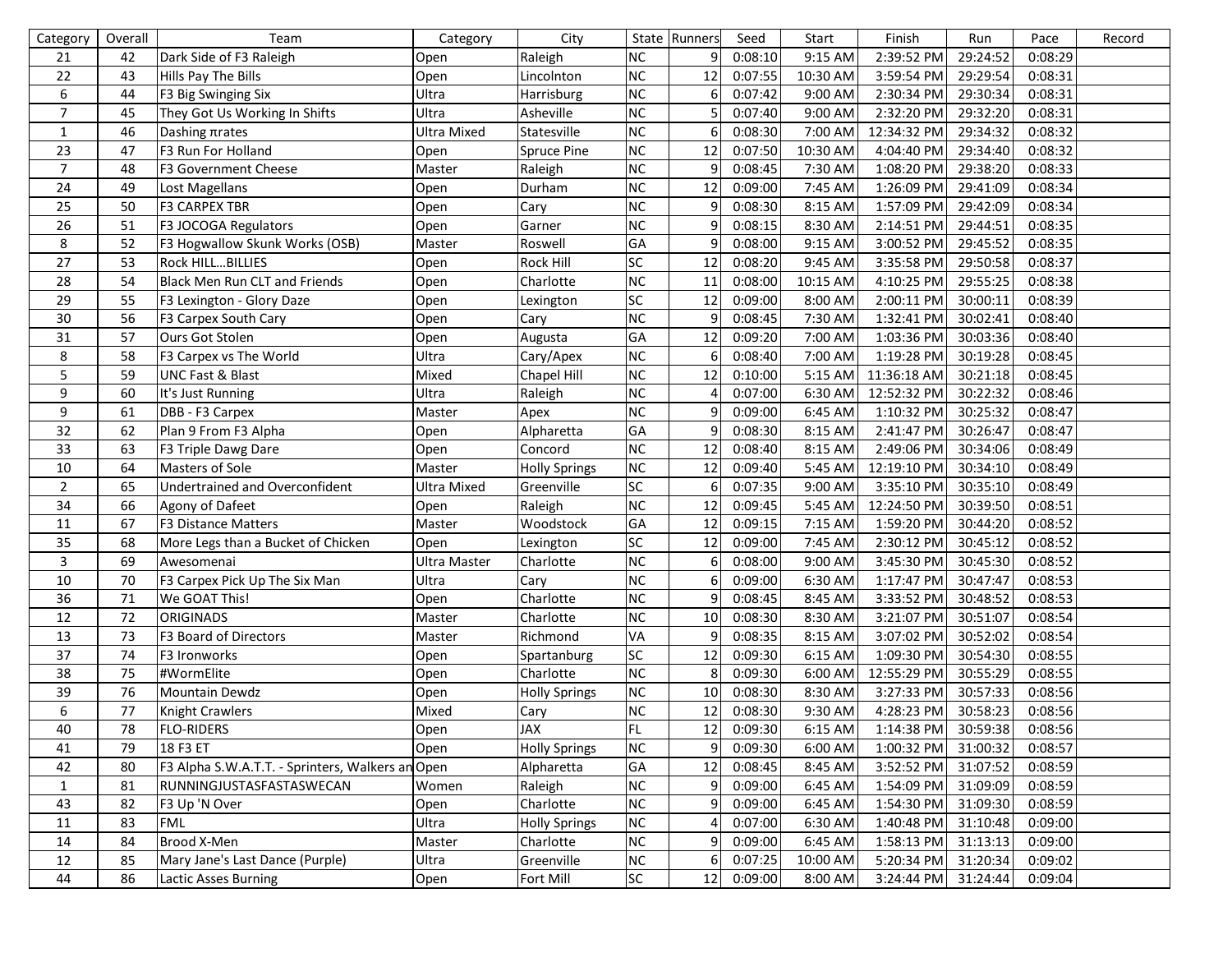| Category | Overall | Team | Category | City | State | Runners | Seed | Start | Finish | Run | Pace | Record |
|---|---|---|---|---|---|---|---|---|---|---|---|---|
| 21 | 42 | Dark Side of F3 Raleigh | Open | Raleigh | NC | 9 | 0:08:10 | 9:15 AM | 2:39:52 PM | 29:24:52 | 0:08:29 | |
| 22 | 43 | Hills Pay The Bills | Open | Lincolnton | NC | 12 | 0:07:55 | 10:30 AM | 3:59:54 PM | 29:29:54 | 0:08:31 | |
| 6 | 44 | F3 Big Swinging Six | Ultra | Harrisburg | NC | 6 | 0:07:42 | 9:00 AM | 2:30:34 PM | 29:30:34 | 0:08:31 | |
| 7 | 45 | They Got Us Working In Shifts | Ultra | Asheville | NC | 5 | 0:07:40 | 9:00 AM | 2:32:20 PM | 29:32:20 | 0:08:31 | |
| 1 | 46 | Dashing πrates | Ultra Mixed | Statesville | NC | 6 | 0:08:30 | 7:00 AM | 12:34:32 PM | 29:34:32 | 0:08:32 | |
| 23 | 47 | F3 Run For Holland | Open | Spruce Pine | NC | 12 | 0:07:50 | 10:30 AM | 4:04:40 PM | 29:34:40 | 0:08:32 | |
| 7 | 48 | F3 Government Cheese | Master | Raleigh | NC | 9 | 0:08:45 | 7:30 AM | 1:08:20 PM | 29:38:20 | 0:08:33 | |
| 24 | 49 | Lost Magellans | Open | Durham | NC | 12 | 0:09:00 | 7:45 AM | 1:26:09 PM | 29:41:09 | 0:08:34 | |
| 25 | 50 | F3 CARPEX TBR | Open | Cary | NC | 9 | 0:08:30 | 8:15 AM | 1:57:09 PM | 29:42:09 | 0:08:34 | |
| 26 | 51 | F3 JOCOGA Regulators | Open | Garner | NC | 9 | 0:08:15 | 8:30 AM | 2:14:51 PM | 29:44:51 | 0:08:35 | |
| 8 | 52 | F3 Hogwallow Skunk Works (OSB) | Master | Roswell | GA | 9 | 0:08:00 | 9:15 AM | 3:00:52 PM | 29:45:52 | 0:08:35 | |
| 27 | 53 | Rock HILL...BILLIES | Open | Rock Hill | SC | 12 | 0:08:20 | 9:45 AM | 3:35:58 PM | 29:50:58 | 0:08:37 | |
| 28 | 54 | Black Men Run CLT and Friends | Open | Charlotte | NC | 11 | 0:08:00 | 10:15 AM | 4:10:25 PM | 29:55:25 | 0:08:38 | |
| 29 | 55 | F3 Lexington - Glory Daze | Open | Lexington | SC | 12 | 0:09:00 | 8:00 AM | 2:00:11 PM | 30:00:11 | 0:08:39 | |
| 30 | 56 | F3 Carpex South Cary | Open | Cary | NC | 9 | 0:08:45 | 7:30 AM | 1:32:41 PM | 30:02:41 | 0:08:40 | |
| 31 | 57 | Ours Got Stolen | Open | Augusta | GA | 12 | 0:09:20 | 7:00 AM | 1:03:36 PM | 30:03:36 | 0:08:40 | |
| 8 | 58 | F3 Carpex vs The World | Ultra | Cary/Apex | NC | 6 | 0:08:40 | 7:00 AM | 1:19:28 PM | 30:19:28 | 0:08:45 | |
| 5 | 59 | UNC Fast & Blast | Mixed | Chapel Hill | NC | 12 | 0:10:00 | 5:15 AM | 11:36:18 AM | 30:21:18 | 0:08:45 | |
| 9 | 60 | It's Just Running | Ultra | Raleigh | NC | 4 | 0:07:00 | 6:30 AM | 12:52:32 PM | 30:22:32 | 0:08:46 | |
| 9 | 61 | DBB - F3 Carpex | Master | Apex | NC | 9 | 0:09:00 | 6:45 AM | 1:10:32 PM | 30:25:32 | 0:08:47 | |
| 32 | 62 | Plan 9 From F3 Alpha | Open | Alpharetta | GA | 9 | 0:08:30 | 8:15 AM | 2:41:47 PM | 30:26:47 | 0:08:47 | |
| 33 | 63 | F3 Triple Dawg Dare | Open | Concord | NC | 12 | 0:08:40 | 8:15 AM | 2:49:06 PM | 30:34:06 | 0:08:49 | |
| 10 | 64 | Masters of Sole | Master | Holly Springs | NC | 12 | 0:09:40 | 5:45 AM | 12:19:10 PM | 30:34:10 | 0:08:49 | |
| 2 | 65 | Undertrained and Overconfident | Ultra Mixed | Greenville | SC | 6 | 0:07:35 | 9:00 AM | 3:35:10 PM | 30:35:10 | 0:08:49 | |
| 34 | 66 | Agony of Dafeet | Open | Raleigh | NC | 12 | 0:09:45 | 5:45 AM | 12:24:50 PM | 30:39:50 | 0:08:51 | |
| 11 | 67 | F3 Distance Matters | Master | Woodstock | GA | 12 | 0:09:15 | 7:15 AM | 1:59:20 PM | 30:44:20 | 0:08:52 | |
| 35 | 68 | More Legs than a Bucket of Chicken | Open | Lexington | SC | 12 | 0:09:00 | 7:45 AM | 2:30:12 PM | 30:45:12 | 0:08:52 | |
| 3 | 69 | Awesomenai | Ultra Master | Charlotte | NC | 6 | 0:08:00 | 9:00 AM | 3:45:30 PM | 30:45:30 | 0:08:52 | |
| 10 | 70 | F3 Carpex Pick Up The Six Man | Ultra | Cary | NC | 6 | 0:09:00 | 6:30 AM | 1:17:47 PM | 30:47:47 | 0:08:53 | |
| 36 | 71 | We GOAT This! | Open | Charlotte | NC | 9 | 0:08:45 | 8:45 AM | 3:33:52 PM | 30:48:52 | 0:08:53 | |
| 12 | 72 | ORIGINADS | Master | Charlotte | NC | 10 | 0:08:30 | 8:30 AM | 3:21:07 PM | 30:51:07 | 0:08:54 | |
| 13 | 73 | F3 Board of Directors | Master | Richmond | VA | 9 | 0:08:35 | 8:15 AM | 3:07:02 PM | 30:52:02 | 0:08:54 | |
| 37 | 74 | F3 Ironworks | Open | Spartanburg | SC | 12 | 0:09:30 | 6:15 AM | 1:09:30 PM | 30:54:30 | 0:08:55 | |
| 38 | 75 | #WormElite | Open | Charlotte | NC | 8 | 0:09:30 | 6:00 AM | 12:55:29 PM | 30:55:29 | 0:08:55 | |
| 39 | 76 | Mountain Dewdz | Open | Holly Springs | NC | 10 | 0:08:30 | 8:30 AM | 3:27:33 PM | 30:57:33 | 0:08:56 | |
| 6 | 77 | Knight Crawlers | Mixed | Cary | NC | 12 | 0:08:30 | 9:30 AM | 4:28:23 PM | 30:58:23 | 0:08:56 | |
| 40 | 78 | FLO-RIDERS | Open | JAX | FL | 12 | 0:09:30 | 6:15 AM | 1:14:38 PM | 30:59:38 | 0:08:56 | |
| 41 | 79 | 18 F3 ET | Open | Holly Springs | NC | 9 | 0:09:30 | 6:00 AM | 1:00:32 PM | 31:00:32 | 0:08:57 | |
| 42 | 80 | F3 Alpha S.W.A.T.T. - Sprinters, Walkers an | Open | Alpharetta | GA | 12 | 0:08:45 | 8:45 AM | 3:52:52 PM | 31:07:52 | 0:08:59 | |
| 1 | 81 | RUNNINGJUSTASFASTASWECAN | Women | Raleigh | NC | 9 | 0:09:00 | 6:45 AM | 1:54:09 PM | 31:09:09 | 0:08:59 | |
| 43 | 82 | F3 Up 'N Over | Open | Charlotte | NC | 9 | 0:09:00 | 6:45 AM | 1:54:30 PM | 31:09:30 | 0:08:59 | |
| 11 | 83 | FML | Ultra | Holly Springs | NC | 4 | 0:07:00 | 6:30 AM | 1:40:48 PM | 31:10:48 | 0:09:00 | |
| 14 | 84 | Brood X-Men | Master | Charlotte | NC | 9 | 0:09:00 | 6:45 AM | 1:58:13 PM | 31:13:13 | 0:09:00 | |
| 12 | 85 | Mary Jane's Last Dance (Purple) | Ultra | Greenville | NC | 6 | 0:07:25 | 10:00 AM | 5:20:34 PM | 31:20:34 | 0:09:02 | |
| 44 | 86 | Lactic Asses Burning | Open | Fort Mill | SC | 12 | 0:09:00 | 8:00 AM | 3:24:44 PM | 31:24:44 | 0:09:04 | |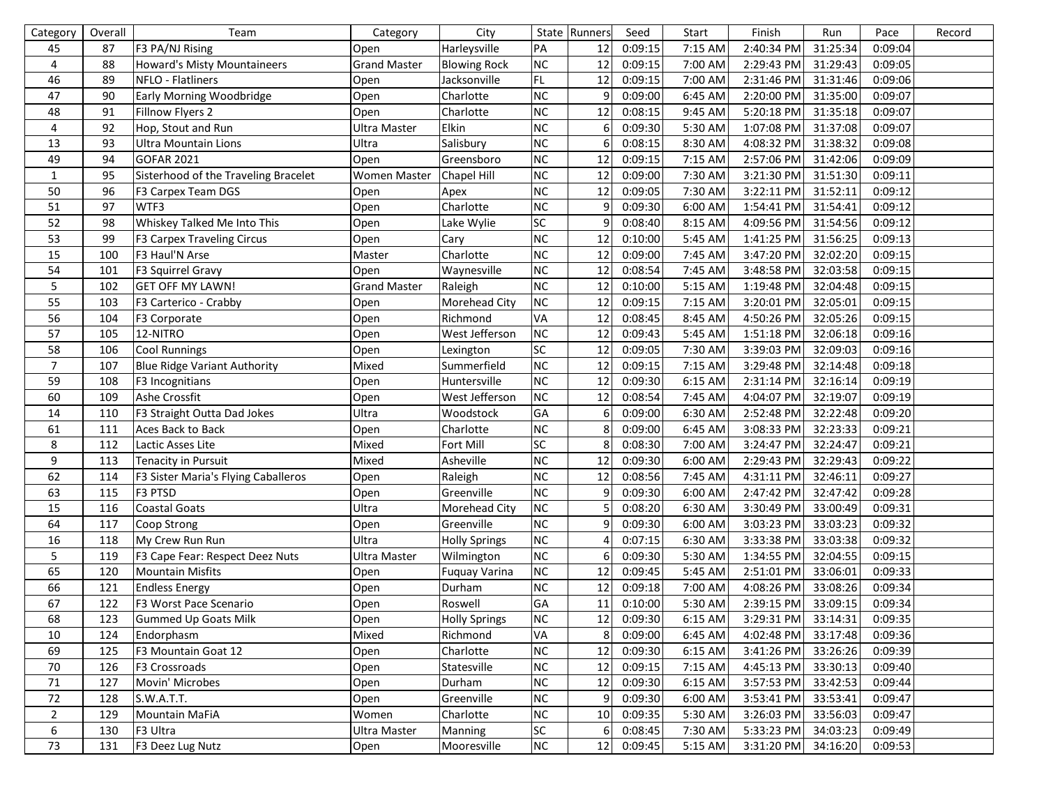| Category | Overall | Team | Category | City | State | Runners | Seed | Start | Finish | Run | Pace | Record |
|---|---|---|---|---|---|---|---|---|---|---|---|---|
| 45 | 87 | F3 PA/NJ Rising | Open | Harleysville | PA | 12 | 0:09:15 | 7:15 AM | 2:40:34 PM | 31:25:34 | 0:09:04 | |
| 4 | 88 | Howard's Misty Mountaineers | Grand Master | Blowing Rock | NC | 12 | 0:09:15 | 7:00 AM | 2:29:43 PM | 31:29:43 | 0:09:05 | |
| 46 | 89 | NFLO - Flatliners | Open | Jacksonville | FL | 12 | 0:09:15 | 7:00 AM | 2:31:46 PM | 31:31:46 | 0:09:06 | |
| 47 | 90 | Early Morning Woodbridge | Open | Charlotte | NC | 9 | 0:09:00 | 6:45 AM | 2:20:00 PM | 31:35:00 | 0:09:07 | |
| 48 | 91 | Fillnow Flyers 2 | Open | Charlotte | NC | 12 | 0:08:15 | 9:45 AM | 5:20:18 PM | 31:35:18 | 0:09:07 | |
| 4 | 92 | Hop, Stout and Run | Ultra Master | Elkin | NC | 6 | 0:09:30 | 5:30 AM | 1:07:08 PM | 31:37:08 | 0:09:07 | |
| 13 | 93 | Ultra Mountain Lions | Ultra | Salisbury | NC | 6 | 0:08:15 | 8:30 AM | 4:08:32 PM | 31:38:32 | 0:09:08 | |
| 49 | 94 | GOFAR 2021 | Open | Greensboro | NC | 12 | 0:09:15 | 7:15 AM | 2:57:06 PM | 31:42:06 | 0:09:09 | |
| 1 | 95 | Sisterhood of the Traveling Bracelet | Women Master | Chapel Hill | NC | 12 | 0:09:00 | 7:30 AM | 3:21:30 PM | 31:51:30 | 0:09:11 | |
| 50 | 96 | F3 Carpex Team DGS | Open | Apex | NC | 12 | 0:09:05 | 7:30 AM | 3:22:11 PM | 31:52:11 | 0:09:12 | |
| 51 | 97 | WTF3 | Open | Charlotte | NC | 9 | 0:09:30 | 6:00 AM | 1:54:41 PM | 31:54:41 | 0:09:12 | |
| 52 | 98 | Whiskey Talked Me Into This | Open | Lake Wylie | SC | 9 | 0:08:40 | 8:15 AM | 4:09:56 PM | 31:54:56 | 0:09:12 | |
| 53 | 99 | F3 Carpex Traveling Circus | Open | Cary | NC | 12 | 0:10:00 | 5:45 AM | 1:41:25 PM | 31:56:25 | 0:09:13 | |
| 15 | 100 | F3 Haul'N Arse | Master | Charlotte | NC | 12 | 0:09:00 | 7:45 AM | 3:47:20 PM | 32:02:20 | 0:09:15 | |
| 54 | 101 | F3 Squirrel Gravy | Open | Waynesville | NC | 12 | 0:08:54 | 7:45 AM | 3:48:58 PM | 32:03:58 | 0:09:15 | |
| 5 | 102 | GET OFF MY LAWN! | Grand Master | Raleigh | NC | 12 | 0:10:00 | 5:15 AM | 1:19:48 PM | 32:04:48 | 0:09:15 | |
| 55 | 103 | F3 Carterico - Crabby | Open | Morehead City | NC | 12 | 0:09:15 | 7:15 AM | 3:20:01 PM | 32:05:01 | 0:09:15 | |
| 56 | 104 | F3 Corporate | Open | Richmond | VA | 12 | 0:08:45 | 8:45 AM | 4:50:26 PM | 32:05:26 | 0:09:15 | |
| 57 | 105 | 12-NITRO | Open | West Jefferson | NC | 12 | 0:09:43 | 5:45 AM | 1:51:18 PM | 32:06:18 | 0:09:16 | |
| 58 | 106 | Cool Runnings | Open | Lexington | SC | 12 | 0:09:05 | 7:30 AM | 3:39:03 PM | 32:09:03 | 0:09:16 | |
| 7 | 107 | Blue Ridge Variant Authority | Mixed | Summerfield | NC | 12 | 0:09:15 | 7:15 AM | 3:29:48 PM | 32:14:48 | 0:09:18 | |
| 59 | 108 | F3 Incognitians | Open | Huntersville | NC | 12 | 0:09:30 | 6:15 AM | 2:31:14 PM | 32:16:14 | 0:09:19 | |
| 60 | 109 | Ashe Crossfit | Open | West Jefferson | NC | 12 | 0:08:54 | 7:45 AM | 4:04:07 PM | 32:19:07 | 0:09:19 | |
| 14 | 110 | F3 Straight Outta Dad Jokes | Ultra | Woodstock | GA | 6 | 0:09:00 | 6:30 AM | 2:52:48 PM | 32:22:48 | 0:09:20 | |
| 61 | 111 | Aces Back to Back | Open | Charlotte | NC | 8 | 0:09:00 | 6:45 AM | 3:08:33 PM | 32:23:33 | 0:09:21 | |
| 8 | 112 | Lactic Asses Lite | Mixed | Fort Mill | SC | 8 | 0:08:30 | 7:00 AM | 3:24:47 PM | 32:24:47 | 0:09:21 | |
| 9 | 113 | Tenacity in Pursuit | Mixed | Asheville | NC | 12 | 0:09:30 | 6:00 AM | 2:29:43 PM | 32:29:43 | 0:09:22 | |
| 62 | 114 | F3 Sister Maria's Flying Caballeros | Open | Raleigh | NC | 12 | 0:08:56 | 7:45 AM | 4:31:11 PM | 32:46:11 | 0:09:27 | |
| 63 | 115 | F3 PTSD | Open | Greenville | NC | 9 | 0:09:30 | 6:00 AM | 2:47:42 PM | 32:47:42 | 0:09:28 | |
| 15 | 116 | Coastal Goats | Ultra | Morehead City | NC | 5 | 0:08:20 | 6:30 AM | 3:30:49 PM | 33:00:49 | 0:09:31 | |
| 64 | 117 | Coop Strong | Open | Greenville | NC | 9 | 0:09:30 | 6:00 AM | 3:03:23 PM | 33:03:23 | 0:09:32 | |
| 16 | 118 | My Crew Run Run | Ultra | Holly Springs | NC | 4 | 0:07:15 | 6:30 AM | 3:33:38 PM | 33:03:38 | 0:09:32 | |
| 5 | 119 | F3 Cape Fear: Respect Deez Nuts | Ultra Master | Wilmington | NC | 6 | 0:09:30 | 5:30 AM | 1:34:55 PM | 32:04:55 | 0:09:15 | |
| 65 | 120 | Mountain Misfits | Open | Fuquay Varina | NC | 12 | 0:09:45 | 5:45 AM | 2:51:01 PM | 33:06:01 | 0:09:33 | |
| 66 | 121 | Endless Energy | Open | Durham | NC | 12 | 0:09:18 | 7:00 AM | 4:08:26 PM | 33:08:26 | 0:09:34 | |
| 67 | 122 | F3 Worst Pace Scenario | Open | Roswell | GA | 11 | 0:10:00 | 5:30 AM | 2:39:15 PM | 33:09:15 | 0:09:34 | |
| 68 | 123 | Gummed Up Goats Milk | Open | Holly Springs | NC | 12 | 0:09:30 | 6:15 AM | 3:29:31 PM | 33:14:31 | 0:09:35 | |
| 10 | 124 | Endorphasm | Mixed | Richmond | VA | 8 | 0:09:00 | 6:45 AM | 4:02:48 PM | 33:17:48 | 0:09:36 | |
| 69 | 125 | F3 Mountain Goat 12 | Open | Charlotte | NC | 12 | 0:09:30 | 6:15 AM | 3:41:26 PM | 33:26:26 | 0:09:39 | |
| 70 | 126 | F3 Crossroads | Open | Statesville | NC | 12 | 0:09:15 | 7:15 AM | 4:45:13 PM | 33:30:13 | 0:09:40 | |
| 71 | 127 | Movin' Microbes | Open | Durham | NC | 12 | 0:09:30 | 6:15 AM | 3:57:53 PM | 33:42:53 | 0:09:44 | |
| 72 | 128 | S.W.A.T.T. | Open | Greenville | NC | 9 | 0:09:30 | 6:00 AM | 3:53:41 PM | 33:53:41 | 0:09:47 | |
| 2 | 129 | Mountain MaFiA | Women | Charlotte | NC | 10 | 0:09:35 | 5:30 AM | 3:26:03 PM | 33:56:03 | 0:09:47 | |
| 6 | 130 | F3 Ultra | Ultra Master | Manning | SC | 6 | 0:08:45 | 7:30 AM | 5:33:23 PM | 34:03:23 | 0:09:49 | |
| 73 | 131 | F3 Deez Lug Nutz | Open | Mooresville | NC | 12 | 0:09:45 | 5:15 AM | 3:31:20 PM | 34:16:20 | 0:09:53 | |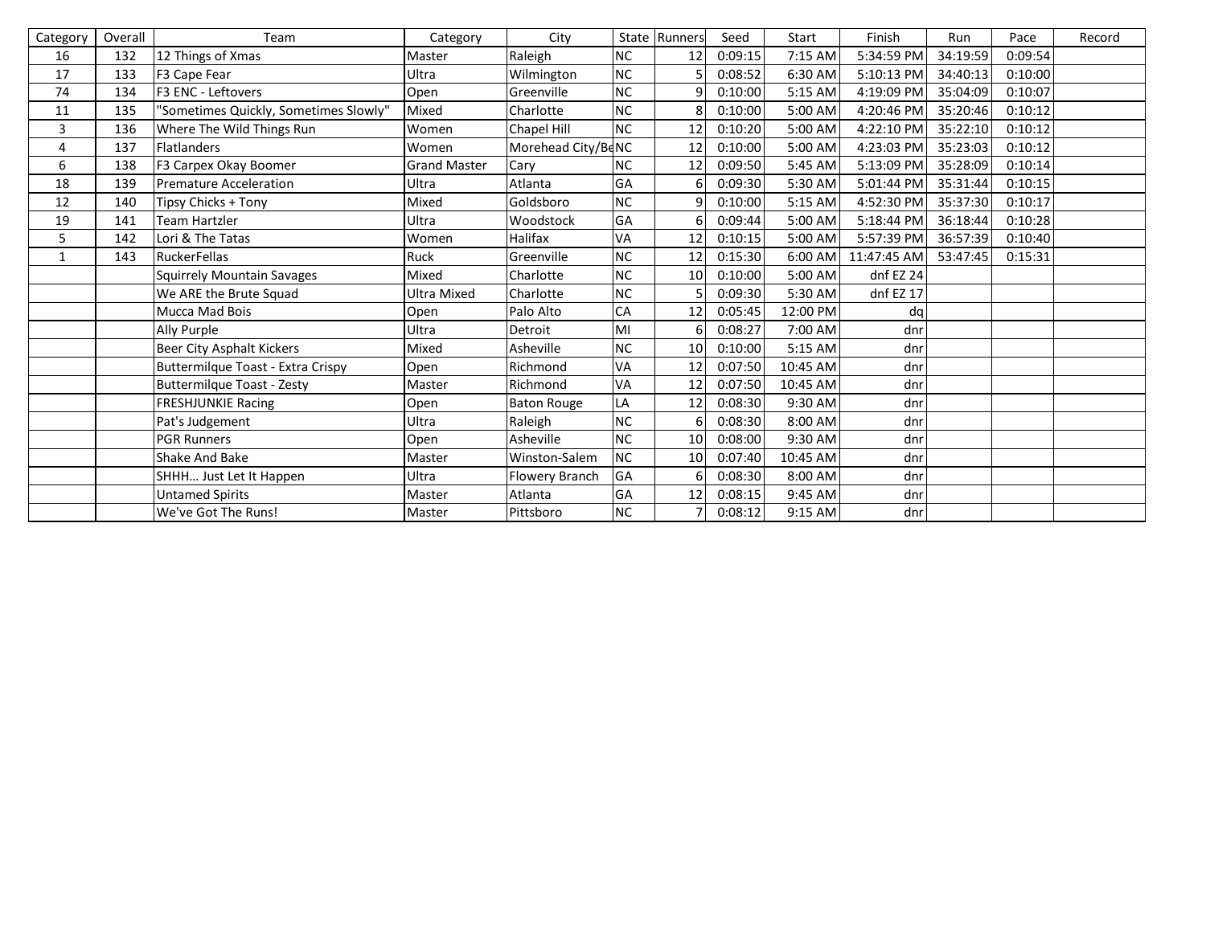| Category | Overall | Team | Category | City | State | Runners | Seed | Start | Finish | Run | Pace | Record |
|---|---|---|---|---|---|---|---|---|---|---|---|---|
| 16 | 132 | 12 Things of Xmas | Master | Raleigh | NC | 12 | 0:09:15 | 7:15 AM | 5:34:59 PM | 34:19:59 | 0:09:54 | |
| 17 | 133 | F3 Cape Fear | Ultra | Wilmington | NC | 5 | 0:08:52 | 6:30 AM | 5:10:13 PM | 34:40:13 | 0:10:00 | |
| 74 | 134 | F3 ENC - Leftovers | Open | Greenville | NC | 9 | 0:10:00 | 5:15 AM | 4:19:09 PM | 35:04:09 | 0:10:07 | |
| 11 | 135 | "Sometimes Quickly, Sometimes Slowly" | Mixed | Charlotte | NC | 8 | 0:10:00 | 5:00 AM | 4:20:46 PM | 35:20:46 | 0:10:12 | |
| 3 | 136 | Where The Wild Things Run | Women | Chapel Hill | NC | 12 | 0:10:20 | 5:00 AM | 4:22:10 PM | 35:22:10 | 0:10:12 | |
| 4 | 137 | Flatlanders | Women | Morehead City/Be | NC | 12 | 0:10:00 | 5:00 AM | 4:23:03 PM | 35:23:03 | 0:10:12 | |
| 6 | 138 | F3 Carpex Okay Boomer | Grand Master | Cary | NC | 12 | 0:09:50 | 5:45 AM | 5:13:09 PM | 35:28:09 | 0:10:14 | |
| 18 | 139 | Premature Acceleration | Ultra | Atlanta | GA | 6 | 0:09:30 | 5:30 AM | 5:01:44 PM | 35:31:44 | 0:10:15 | |
| 12 | 140 | Tipsy Chicks + Tony | Mixed | Goldsboro | NC | 9 | 0:10:00 | 5:15 AM | 4:52:30 PM | 35:37:30 | 0:10:17 | |
| 19 | 141 | Team Hartzler | Ultra | Woodstock | GA | 6 | 0:09:44 | 5:00 AM | 5:18:44 PM | 36:18:44 | 0:10:28 | |
| 5 | 142 | Lori & The Tatas | Women | Halifax | VA | 12 | 0:10:15 | 5:00 AM | 5:57:39 PM | 36:57:39 | 0:10:40 | |
| 1 | 143 | RuckerFellas | Ruck | Greenville | NC | 12 | 0:15:30 | 6:00 AM | 11:47:45 AM | 53:47:45 | 0:15:31 | |
| | | Squirrely Mountain Savages | Mixed | Charlotte | NC | 10 | 0:10:00 | 5:00 AM | dnf EZ 24 | | | |
| | | We ARE the Brute Squad | Ultra Mixed | Charlotte | NC | 5 | 0:09:30 | 5:30 AM | dnf EZ 17 | | | |
| | | Mucca Mad Bois | Open | Palo Alto | CA | 12 | 0:05:45 | 12:00 PM | dq | | | |
| | | Ally Purple | Ultra | Detroit | MI | 6 | 0:08:27 | 7:00 AM | dnr | | | |
| | | Beer City Asphalt Kickers | Mixed | Asheville | NC | 10 | 0:10:00 | 5:15 AM | dnr | | | |
| | | Buttermilque Toast - Extra Crispy | Open | Richmond | VA | 12 | 0:07:50 | 10:45 AM | dnr | | | |
| | | Buttermilque Toast - Zesty | Master | Richmond | VA | 12 | 0:07:50 | 10:45 AM | dnr | | | |
| | | FRESHJUNKIE Racing | Open | Baton Rouge | LA | 12 | 0:08:30 | 9:30 AM | dnr | | | |
| | | Pat's Judgement | Ultra | Raleigh | NC | 6 | 0:08:30 | 8:00 AM | dnr | | | |
| | | PGR Runners | Open | Asheville | NC | 10 | 0:08:00 | 9:30 AM | dnr | | | |
| | | Shake And Bake | Master | Winston-Salem | NC | 10 | 0:07:40 | 10:45 AM | dnr | | | |
| | | SHHH... Just Let It Happen | Ultra | Flowery Branch | GA | 6 | 0:08:30 | 8:00 AM | dnr | | | |
| | | Untamed Spirits | Master | Atlanta | GA | 12 | 0:08:15 | 9:45 AM | dnr | | | |
| | | We've Got The Runs! | Master | Pittsboro | NC | 7 | 0:08:12 | 9:15 AM | dnr | | | |